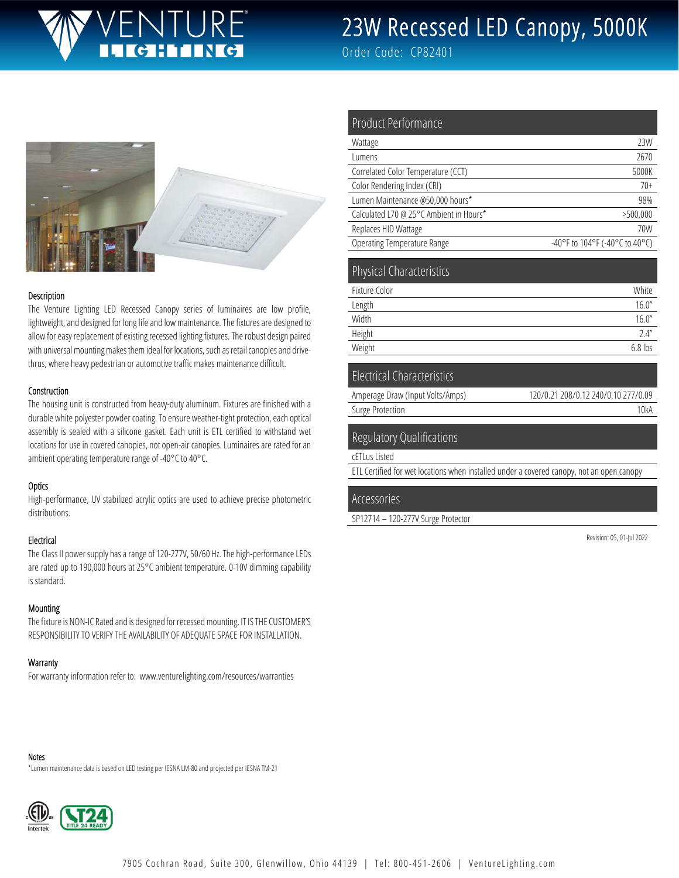# 23W Recessed LED Canopy, 5000K

Order Code: CP82401

## Product Performance

| Product Performance | |
|---|---|
| Wattage | 23W |
| Lumens | 2670 |
| Correlated Color Temperature (CCT) | 5000K |
| Color Rendering Index (CRI) | 70+ |
| Lumen Maintenance @50,000 hours* | 98% |
| Calculated L70 @ 25°C Ambient in Hours* | >500,000 |
| Replaces HID Wattage | 70W |
| Operating Temperature Range | -40°F to 104°F (-40°C to 40°C) |

## Physical Characteristics

| Physical Characteristics | |
|---|---|
| Fixture Color | White |
| Length | 16.0" |
| Width | 16.0" |
| Height | 2.4" |
| Weight | 6.8 lbs |

## Electrical Characteristics

| Electrical Characteristics | |
|---|---|
| Amperage Draw (Input Volts/Amps) | 120/0.21 208/0.12 240/0.10 277/0.09 |
| Surge Protection | 10kA |

## Regulatory Qualifications

cETLus Listed

ETL Certified for wet locations when installed under a covered canopy, not an open canopy

## Accessories

SP12714 – 120-277V Surge Protector

Revision: 05, 01-Jul 2022

### Description

The Venture Lighting LED Recessed Canopy series of luminaires are low profile, lightweight, and designed for long life and low maintenance. The fixtures are designed to allow for easy replacement of existing recessed lighting fixtures. The robust design paired with universal mounting makes them ideal for locations, such as retail canopies and drive-thrus, where heavy pedestrian or automotive traffic makes maintenance difficult.

### Construction

The housing unit is constructed from heavy-duty aluminum. Fixtures are finished with a durable white polyester powder coating. To ensure weather-tight protection, each optical assembly is sealed with a silicone gasket. Each unit is ETL certified to withstand wet locations for use in covered canopies, not open-air canopies. Luminaires are rated for an ambient operating temperature range of -40°C to 40°C.

### Optics

High-performance, UV stabilized acrylic optics are used to achieve precise photometric distributions.

### Electrical

The Class II power supply has a range of 120-277V, 50/60 Hz. The high-performance LEDs are rated up to 190,000 hours at 25°C ambient temperature. 0-10V dimming capability is standard.

### Mounting

The fixture is NON-IC Rated and is designed for recessed mounting. IT IS THE CUSTOMER'S RESPONSIBILITY TO VERIFY THE AVAILABILITY OF ADEQUATE SPACE FOR INSTALLATION.

### Warranty

For warranty information refer to: www.venturelighting.com/resources/warranties

### Notes

*Lumen maintenance data is based on LED testing per IESNA LM-80 and projected per IESNA TM-21

7905 Cochran Road, Suite 300, Glenwillow, Ohio 44139 | Tel: 800-451-2606 | VentureLighting.com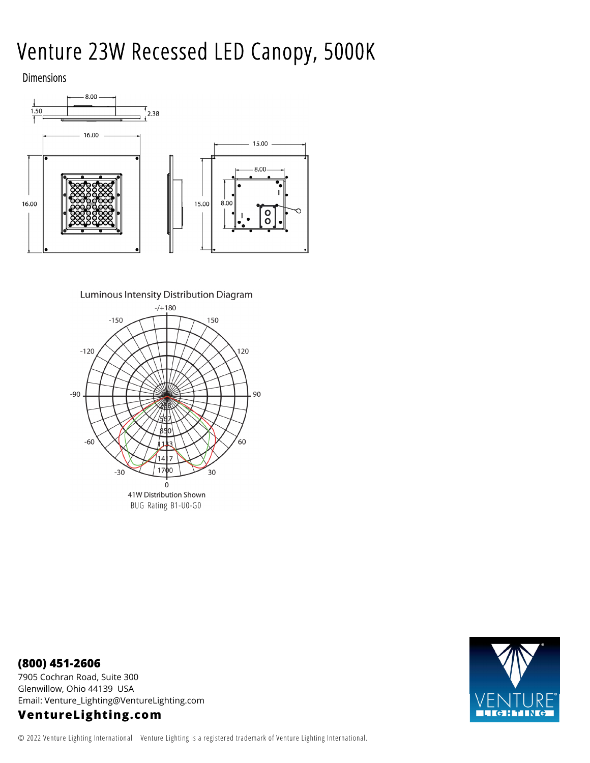# Venture 23W Recessed LED Canopy, 5000K

## Dimensions

8.00
1.50
2.38
16.00
16.00
15.00
8.00
15.00
8.00

## Luminous Intensity Distribution Diagram

-/+180
-150
150
-120
120
-90
90
-60
60
-30
30
0
283
567
850
1133
1417
1700

41W Distribution Shown

BUG Rating B1-U0-G0

**(800) 451-2606**
7905 Cochran Road, Suite 300
Glenwillow, Ohio 44139 USA
Email: Venture_Lighting@VentureLighting.com

**VentureLighting.com**

VENTURE® LIGHTING

© 2022 Venture Lighting International   Venture Lighting is a registered trademark of Venture Lighting International.